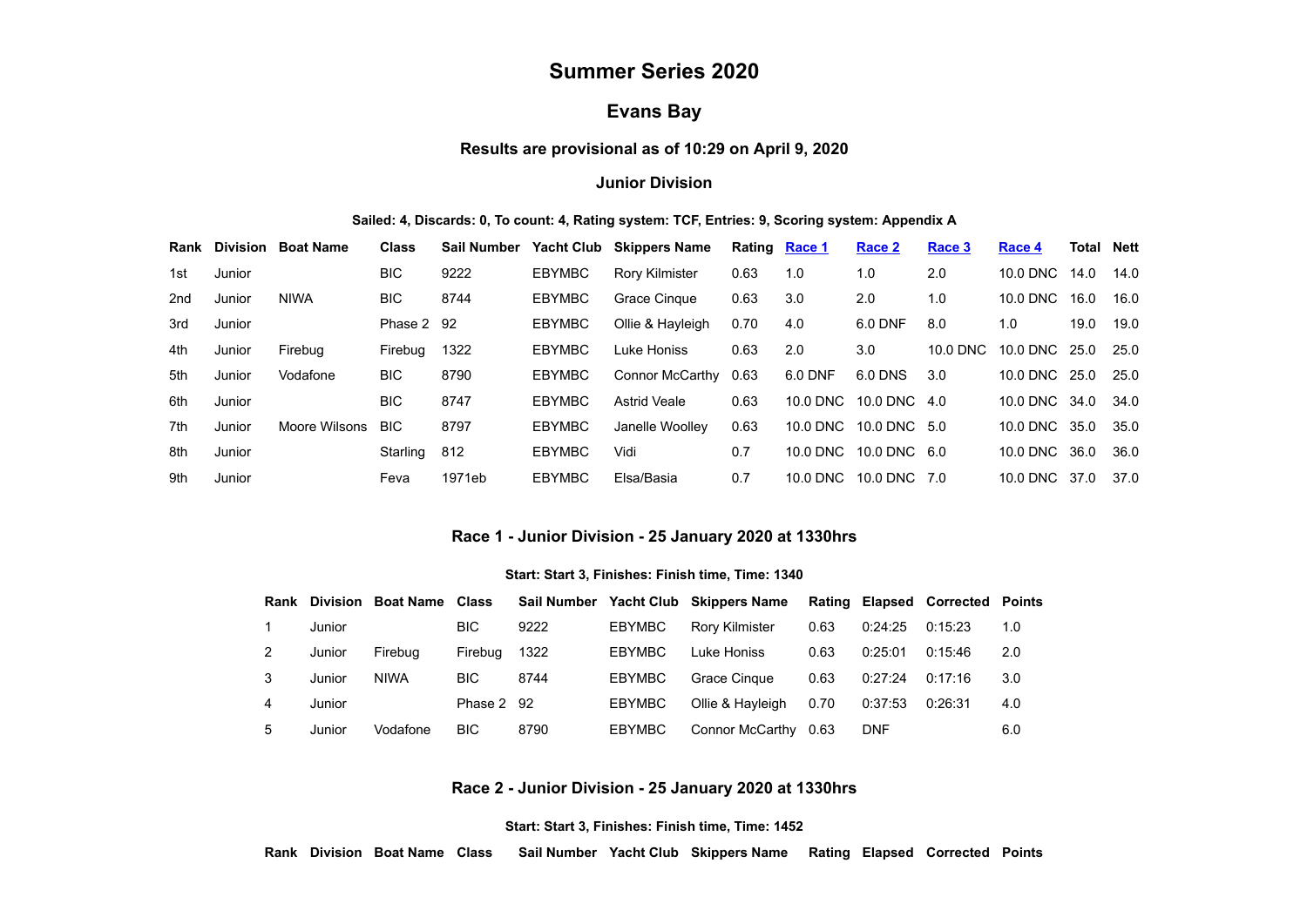# Summer Series 2020

## Evans Bay

### Results are provisional as of 10:29 on April 9, 2020

### Junior Division

**Sailed: 4, Discards: 0, To count: 4, Rating system: TCF, Entries: 9, Scoring system: Appendix A**

| Rank | Division | Boat Name | Class | Sail Number | Yacht Club | Skippers Name | Rating | Race 1 | Race 2 | Race 3 | Race 4 | Total | Nett |
|---|---|---|---|---|---|---|---|---|---|---|---|---|---|
| 1st | Junior | | BIC | 9222 | EBYMBC | Rory Kilmister | 0.63 | 1.0 | 1.0 | 2.0 | 10.0 DNC | 14.0 | 14.0 |
| 2nd | Junior | NIWA | BIC | 8744 | EBYMBC | Grace Cinque | 0.63 | 3.0 | 2.0 | 1.0 | 10.0 DNC | 16.0 | 16.0 |
| 3rd | Junior | | Phase 2 | 92 | EBYMBC | Ollie & Hayleigh | 0.70 | 4.0 | 6.0 DNF | 8.0 | 1.0 | 19.0 | 19.0 |
| 4th | Junior | Firebug | Firebug | 1322 | EBYMBC | Luke Honiss | 0.63 | 2.0 | 3.0 | 10.0 DNC | 10.0 DNC | 25.0 | 25.0 |
| 5th | Junior | Vodafone | BIC | 8790 | EBYMBC | Connor McCarthy | 0.63 | 6.0 DNF | 6.0 DNS | 3.0 | 10.0 DNC | 25.0 | 25.0 |
| 6th | Junior | | BIC | 8747 | EBYMBC | Astrid Veale | 0.63 | 10.0 DNC | 10.0 DNC | 4.0 | 10.0 DNC | 34.0 | 34.0 |
| 7th | Junior | Moore Wilsons | BIC | 8797 | EBYMBC | Janelle Woolley | 0.63 | 10.0 DNC | 10.0 DNC | 5.0 | 10.0 DNC | 35.0 | 35.0 |
| 8th | Junior | | Starling | 812 | EBYMBC | Vidi | 0.7 | 10.0 DNC | 10.0 DNC | 6.0 | 10.0 DNC | 36.0 | 36.0 |
| 9th | Junior | | Feva | 1971eb | EBYMBC | Elsa/Basia | 0.7 | 10.0 DNC | 10.0 DNC | 7.0 | 10.0 DNC | 37.0 | 37.0 |

### Race 1 - Junior Division - 25 January 2020 at 1330hrs

**Start: Start 3, Finishes: Finish time, Time: 1340**

| Rank | Division | Boat Name | Class | Sail Number | Yacht Club | Skippers Name | Rating | Elapsed | Corrected | Points |
|---|---|---|---|---|---|---|---|---|---|---|
| 1 | Junior | | BIC | 9222 | EBYMBC | Rory Kilmister | 0.63 | 0:24:25 | 0:15:23 | 1.0 |
| 2 | Junior | Firebug | Firebug | 1322 | EBYMBC | Luke Honiss | 0.63 | 0:25:01 | 0:15:46 | 2.0 |
| 3 | Junior | NIWA | BIC | 8744 | EBYMBC | Grace Cinque | 0.63 | 0:27:24 | 0:17:16 | 3.0 |
| 4 | Junior | | Phase 2 | 92 | EBYMBC | Ollie & Hayleigh | 0.70 | 0:37:53 | 0:26:31 | 4.0 |
| 5 | Junior | Vodafone | BIC | 8790 | EBYMBC | Connor McCarthy | 0.63 | DNF | | 6.0 |

### Race 2 - Junior Division - 25 January 2020 at 1330hrs

**Start: Start 3, Finishes: Finish time, Time: 1452**

| Rank | Division | Boat Name | Class | Sail Number | Yacht Club | Skippers Name | Rating | Elapsed | Corrected | Points |
|---|---|---|---|---|---|---|---|---|---|---|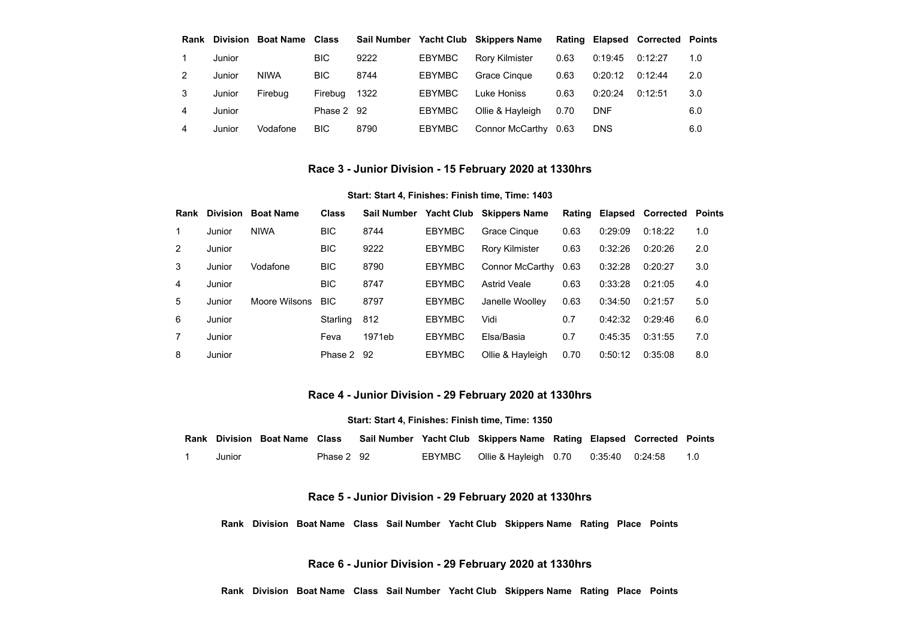| Rank | Division | Boat Name | Class | Sail Number | Yacht Club | Skippers Name | Rating | Elapsed | Corrected | Points |
|---|---|---|---|---|---|---|---|---|---|---|
| 1 | Junior | | BIC | 9222 | EBYMBC | Rory Kilmister | 0.63 | 0:19:45 | 0:12:27 | 1.0 |
| 2 | Junior | NIWA | BIC | 8744 | EBYMBC | Grace Cinque | 0.63 | 0:20:12 | 0:12:44 | 2.0 |
| 3 | Junior | Firebug | Firebug | 1322 | EBYMBC | Luke Honiss | 0.63 | 0:20:24 | 0:12:51 | 3.0 |
| 4 | Junior | | Phase 2 | 92 | EBYMBC | Ollie & Hayleigh | 0.70 | DNF | | 6.0 |
| 4 | Junior | Vodafone | BIC | 8790 | EBYMBC | Connor McCarthy | 0.63 | DNS | | 6.0 |

## Race 3 - Junior Division - 15 February 2020 at 1330hrs

**Start: Start 4, Finishes: Finish time, Time: 1403**

| Rank | Division | Boat Name | Class | Sail Number | Yacht Club | Skippers Name | Rating | Elapsed | Corrected | Points |
|---|---|---|---|---|---|---|---|---|---|---|
| 1 | Junior | NIWA | BIC | 8744 | EBYMBC | Grace Cinque | 0.63 | 0:29:09 | 0:18:22 | 1.0 |
| 2 | Junior | | BIC | 9222 | EBYMBC | Rory Kilmister | 0.63 | 0:32:26 | 0:20:26 | 2.0 |
| 3 | Junior | Vodafone | BIC | 8790 | EBYMBC | Connor McCarthy | 0.63 | 0:32:28 | 0:20:27 | 3.0 |
| 4 | Junior | | BIC | 8747 | EBYMBC | Astrid Veale | 0.63 | 0:33:28 | 0:21:05 | 4.0 |
| 5 | Junior | Moore Wilsons | BIC | 8797 | EBYMBC | Janelle Woolley | 0.63 | 0:34:50 | 0:21:57 | 5.0 |
| 6 | Junior | | Starling | 812 | EBYMBC | Vidi | 0.7 | 0:42:32 | 0:29:46 | 6.0 |
| 7 | Junior | | Feva | 1971eb | EBYMBC | Elsa/Basia | 0.7 | 0:45:35 | 0:31:55 | 7.0 |
| 8 | Junior | | Phase 2 | 92 | EBYMBC | Ollie & Hayleigh | 0.70 | 0:50:12 | 0:35:08 | 8.0 |

## Race 4 - Junior Division - 29 February 2020 at 1330hrs

**Start: Start 4, Finishes: Finish time, Time: 1350**

| Rank | Division | Boat Name | Class | Sail Number | Yacht Club | Skippers Name | Rating | Elapsed | Corrected | Points |
|---|---|---|---|---|---|---|---|---|---|---|
| 1 | Junior | | Phase 2 | 92 | EBYMBC | Ollie & Hayleigh | 0.70 | 0:35:40 | 0:24:58 | 1.0 |

## Race 5 - Junior Division - 29 February 2020 at 1330hrs

| Rank | Division | Boat Name | Class | Sail Number | Yacht Club | Skippers Name | Rating | Place | Points |
|---|---|---|---|---|---|---|---|---|---|

## Race 6 - Junior Division - 29 February 2020 at 1330hrs

| Rank | Division | Boat Name | Class | Sail Number | Yacht Club | Skippers Name | Rating | Place | Points |
|---|---|---|---|---|---|---|---|---|---|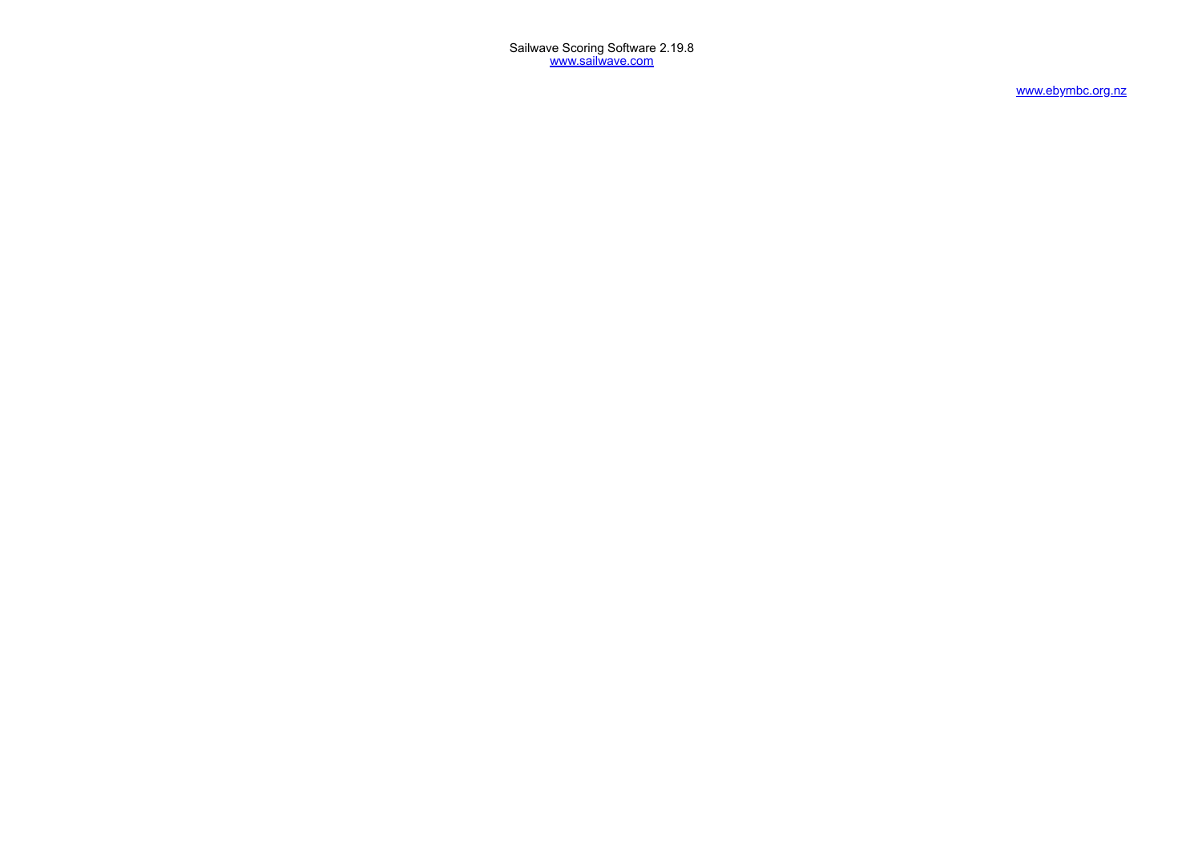Sailwave Scoring Software 2.19.8
[www.sailwave.com](http://www.sailwave.com)

[www.ebymbc.org.nz](http://www.ebymbc.org.nz)